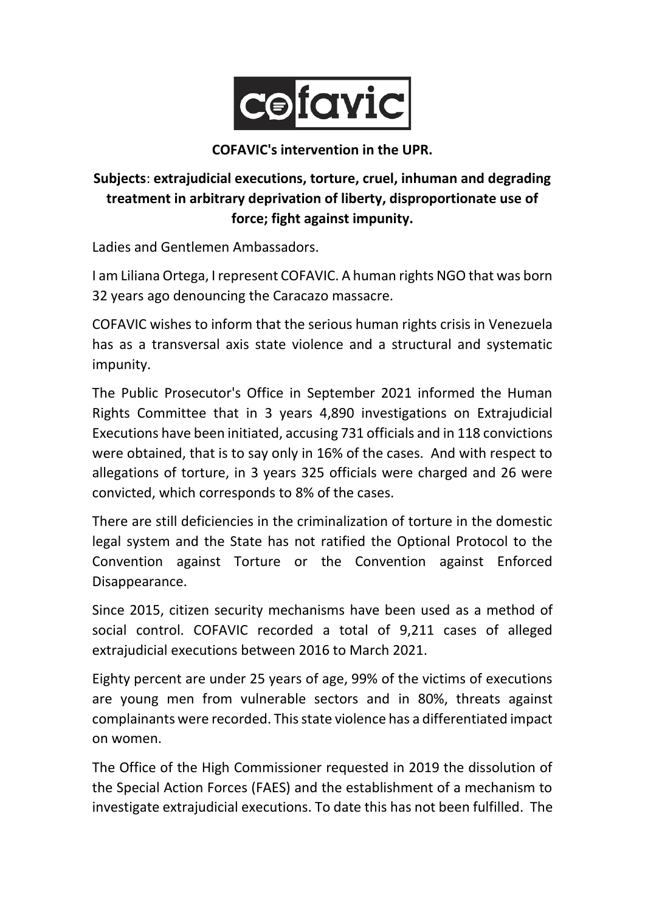**COFAVIC's intervention in the UPR.**

**Subjects**: **extrajudicial executions, torture, cruel, inhuman and degrading treatment in arbitrary deprivation of liberty, disproportionate use of force; fight against impunity.**

Ladies and Gentlemen Ambassadors.

I am Liliana Ortega, I represent COFAVIC. A human rights NGO that was born 32 years ago denouncing the Caracazo massacre.

COFAVIC wishes to inform that the serious human rights crisis in Venezuela has as a transversal axis state violence and a structural and systematic impunity.

The Public Prosecutor's Office in September 2021 informed the Human Rights Committee that in 3 years 4,890 investigations on Extrajudicial Executions have been initiated, accusing 731 officials and in 118 convictions were obtained, that is to say only in 16% of the cases. And with respect to allegations of torture, in 3 years 325 officials were charged and 26 were convicted, which corresponds to 8% of the cases.

There are still deficiencies in the criminalization of torture in the domestic legal system and the State has not ratified the Optional Protocol to the Convention against Torture or the Convention against Enforced Disappearance.

Since 2015, citizen security mechanisms have been used as a method of social control. COFAVIC recorded a total of 9,211 cases of alleged extrajudicial executions between 2016 to March 2021.

Eighty percent are under 25 years of age, 99% of the victims of executions are young men from vulnerable sectors and in 80%, threats against complainants were recorded. This state violence has a differentiated impact on women.

The Office of the High Commissioner requested in 2019 the dissolution of the Special Action Forces (FAES) and the establishment of a mechanism to investigate extrajudicial executions. To date this has not been fulfilled. The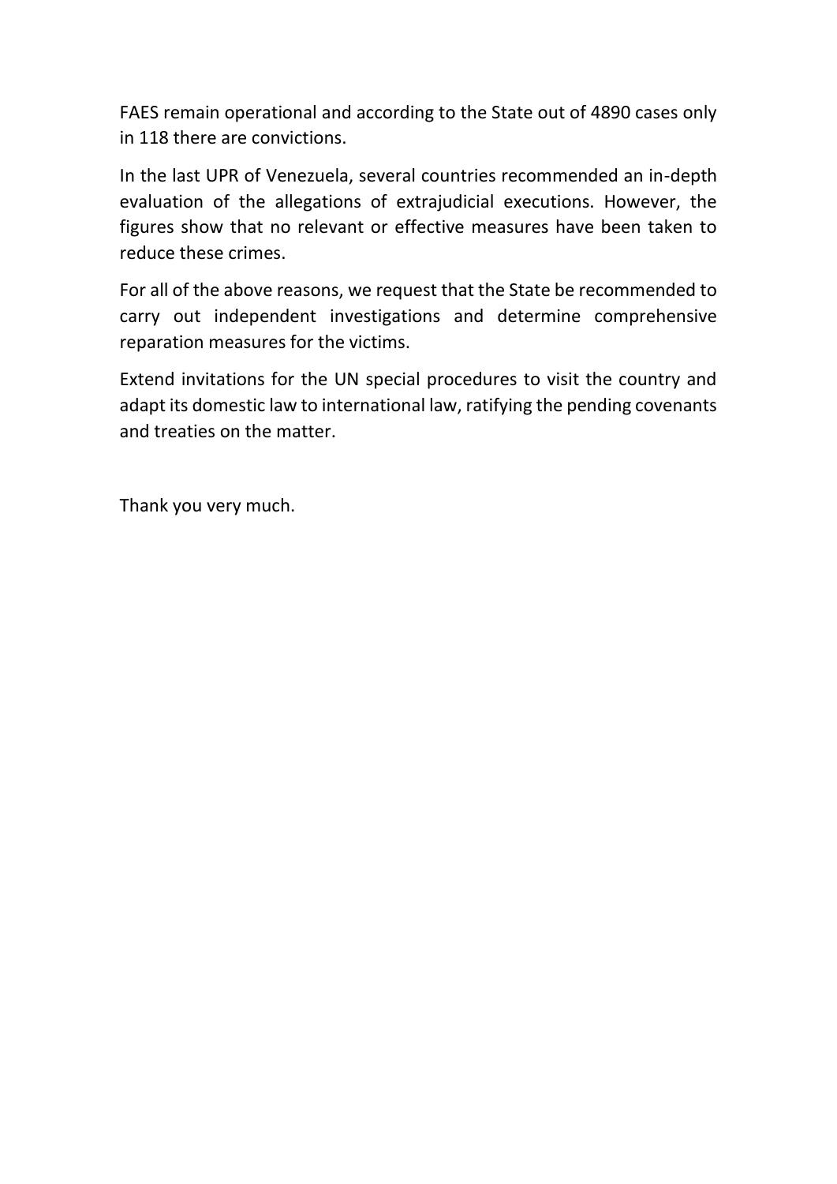FAES remain operational and according to the State out of 4890 cases only in 118 there are convictions.

In the last UPR of Venezuela, several countries recommended an in-depth evaluation of the allegations of extrajudicial executions. However, the figures show that no relevant or effective measures have been taken to reduce these crimes.

For all of the above reasons, we request that the State be recommended to carry out independent investigations and determine comprehensive reparation measures for the victims.

Extend invitations for the UN special procedures to visit the country and adapt its domestic law to international law, ratifying the pending covenants and treaties on the matter.

Thank you very much.